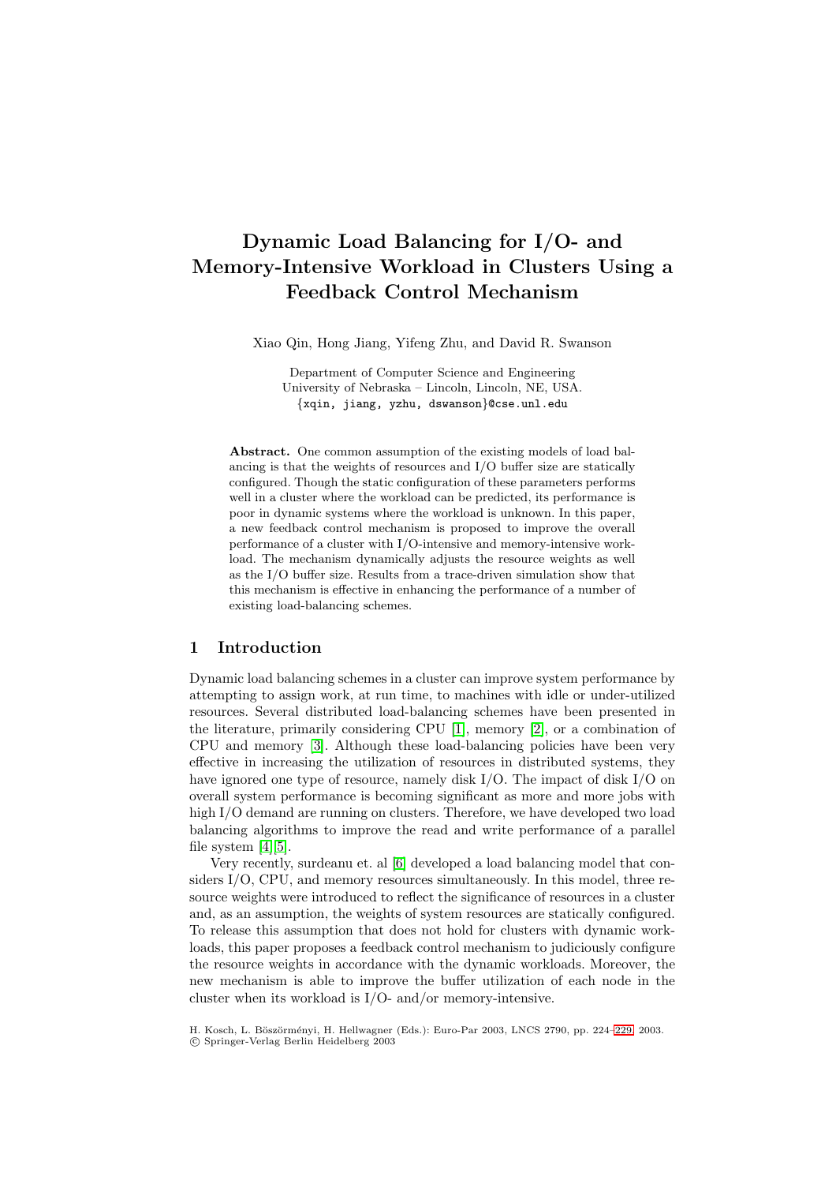# Dynamic Load Balancing for I/O- and Memory-Intensive Workload in Clusters Using a Feedback Control Mechanism

Xiao Qin, Hong Jiang, Yifeng Zhu, and David R. Swanson

Department of Computer Science and Engineering
University of Nebraska – Lincoln, Lincoln, NE, USA.
{xqin, jiang, yzhu, dswanson}@cse.unl.edu

**Abstract.** One common assumption of the existing models of load balancing is that the weights of resources and I/O buffer size are statically configured. Though the static configuration of these parameters performs well in a cluster where the workload can be predicted, its performance is poor in dynamic systems where the workload is unknown. In this paper, a new feedback control mechanism is proposed to improve the overall performance of a cluster with I/O-intensive and memory-intensive workload. The mechanism dynamically adjusts the resource weights as well as the I/O buffer size. Results from a trace-driven simulation show that this mechanism is effective in enhancing the performance of a number of existing load-balancing schemes.

## 1 Introduction

Dynamic load balancing schemes in a cluster can improve system performance by attempting to assign work, at run time, to machines with idle or under-utilized resources. Several distributed load-balancing schemes have been presented in the literature, primarily considering CPU [1], memory [2], or a combination of CPU and memory [3]. Although these load-balancing policies have been very effective in increasing the utilization of resources in distributed systems, they have ignored one type of resource, namely disk I/O. The impact of disk I/O on overall system performance is becoming significant as more and more jobs with high I/O demand are running on clusters. Therefore, we have developed two load balancing algorithms to improve the read and write performance of a parallel file system [4][5].

Very recently, surdeanu et. al [6] developed a load balancing model that considers I/O, CPU, and memory resources simultaneously. In this model, three resource weights were introduced to reflect the significance of resources in a cluster and, as an assumption, the weights of system resources are statically configured. To release this assumption that does not hold for clusters with dynamic workloads, this paper proposes a feedback control mechanism to judiciously configure the resource weights in accordance with the dynamic workloads. Moreover, the new mechanism is able to improve the buffer utilization of each node in the cluster when its workload is I/O- and/or memory-intensive.

H. Kosch, L. Böszörményi, H. Hellwagner (Eds.): Euro-Par 2003, LNCS 2790, pp. 224–229, 2003.
© Springer-Verlag Berlin Heidelberg 2003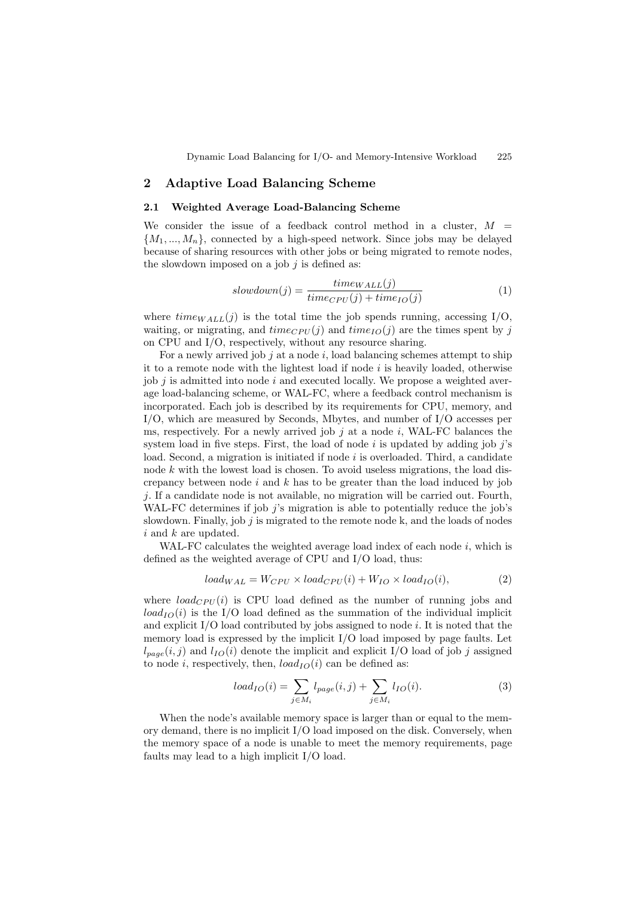## 2 Adaptive Load Balancing Scheme

### 2.1 Weighted Average Load-Balancing Scheme

We consider the issue of a feedback control method in a cluster, $M = \{M_1, ..., M_n\}$, connected by a high-speed network. Since jobs may be delayed because of sharing resources with other jobs or being migrated to remote nodes, the slowdown imposed on a job $j$ is defined as:

$$slowdown(j) = \frac{time_{WALL}(j)}{time_{CPU}(j) + time_{IO}(j)} \tag{1}$$

where $time_{WALL}(j)$ is the total time the job spends running, accessing I/O, waiting, or migrating, and $time_{CPU}(j)$ and $time_{IO}(j)$ are the times spent by $j$ on CPU and I/O, respectively, without any resource sharing.

For a newly arrived job $j$ at a node $i$, load balancing schemes attempt to ship it to a remote node with the lightest load if node $i$ is heavily loaded, otherwise job $j$ is admitted into node $i$ and executed locally. We propose a weighted average load-balancing scheme, or WAL-FC, where a feedback control mechanism is incorporated. Each job is described by its requirements for CPU, memory, and I/O, which are measured by Seconds, Mbytes, and number of I/O accesses per ms, respectively. For a newly arrived job $j$ at a node $i$, WAL-FC balances the system load in five steps. First, the load of node $i$ is updated by adding job $j$'s load. Second, a migration is initiated if node $i$ is overloaded. Third, a candidate node $k$ with the lowest load is chosen. To avoid useless migrations, the load discrepancy between node $i$ and $k$ has to be greater than the load induced by job $j$. If a candidate node is not available, no migration will be carried out. Fourth, WAL-FC determines if job $j$'s migration is able to potentially reduce the job's slowdown. Finally, job $j$ is migrated to the remote node k, and the loads of nodes $i$ and $k$ are updated.

WAL-FC calculates the weighted average load index of each node $i$, which is defined as the weighted average of CPU and I/O load, thus:

$$load_{WAL} = W_{CPU} \times load_{CPU}(i) + W_{IO} \times load_{IO}(i), \tag{2}$$

where $load_{CPU}(i)$ is CPU load defined as the number of running jobs and $load_{IO}(i)$ is the I/O load defined as the summation of the individual implicit and explicit I/O load contributed by jobs assigned to node $i$. It is noted that the memory load is expressed by the implicit I/O load imposed by page faults. Let $l_{page}(i, j)$ and $l_{IO}(i)$ denote the implicit and explicit I/O load of job $j$ assigned to node $i$, respectively, then, $load_{IO}(i)$ can be defined as:

$$load_{IO}(i) = \sum_{j \in M_i} l_{page}(i, j) + \sum_{j \in M_i} l_{IO}(i). \tag{3}$$

When the node's available memory space is larger than or equal to the memory demand, there is no implicit I/O load imposed on the disk. Conversely, when the memory space of a node is unable to meet the memory requirements, page faults may lead to a high implicit I/O load.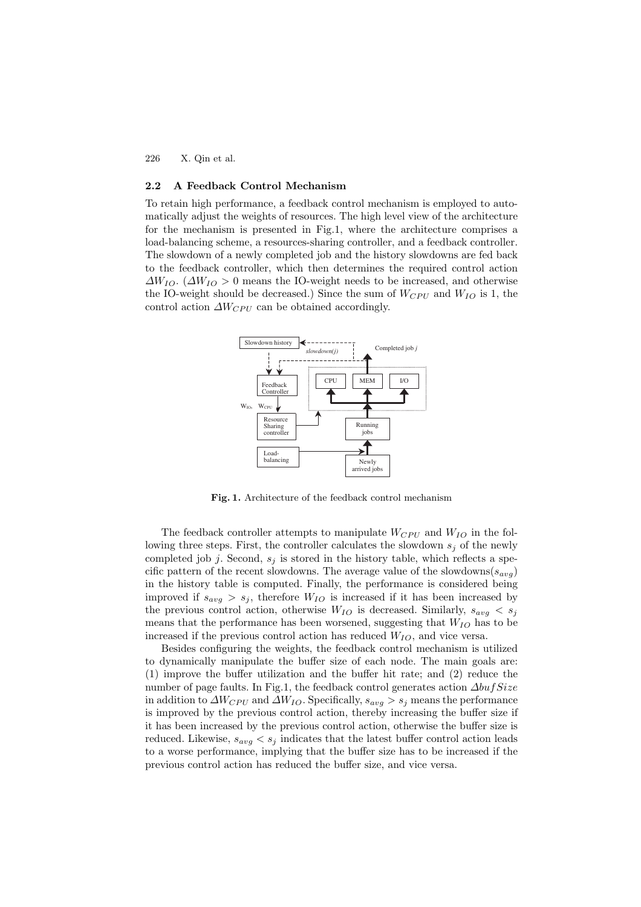### 2.2 A Feedback Control Mechanism

To retain high performance, a feedback control mechanism is employed to automatically adjust the weights of resources. The high level view of the architecture for the mechanism is presented in Fig.1, where the architecture comprises a load-balancing scheme, a resources-sharing controller, and a feedback controller. The slowdown of a newly completed job and the history slowdowns are fed back to the feedback controller, which then determines the required control action $\Delta W_{IO}$. ($\Delta W_{IO} > 0$ means the IO-weight needs to be increased, and otherwise the IO-weight should be decreased.) Since the sum of $W_{CPU}$ and $W_{IO}$ is 1, the control action $\Delta W_{CPU}$ can be obtained accordingly.

**Fig. 1.** Architecture of the feedback control mechanism

The feedback controller attempts to manipulate $W_{CPU}$ and $W_{IO}$ in the following three steps. First, the controller calculates the slowdown $s_j$ of the newly completed job $j$. Second, $s_j$ is stored in the history table, which reflects a specific pattern of the recent slowdowns. The average value of the slowdowns($s_{avg}$) in the history table is computed. Finally, the performance is considered being improved if $s_{avg} > s_j$, therefore $W_{IO}$ is increased if it has been increased by the previous control action, otherwise $W_{IO}$ is decreased. Similarly, $s_{avg} < s_j$ means that the performance has been worsened, suggesting that $W_{IO}$ has to be increased if the previous control action has reduced $W_{IO}$, and vice versa.

Besides configuring the weights, the feedback control mechanism is utilized to dynamically manipulate the buffer size of each node. The main goals are: (1) improve the buffer utilization and the buffer hit rate; and (2) reduce the number of page faults. In Fig.1, the feedback control generates action $\Delta bufSize$ in addition to $\Delta W_{CPU}$ and $\Delta W_{IO}$. Specifically, $s_{avg} > s_j$ means the performance is improved by the previous control action, thereby increasing the buffer size if it has been increased by the previous control action, otherwise the buffer size is reduced. Likewise, $s_{avg} < s_j$ indicates that the latest buffer control action leads to a worse performance, implying that the buffer size has to be increased if the previous control action has reduced the buffer size, and vice versa.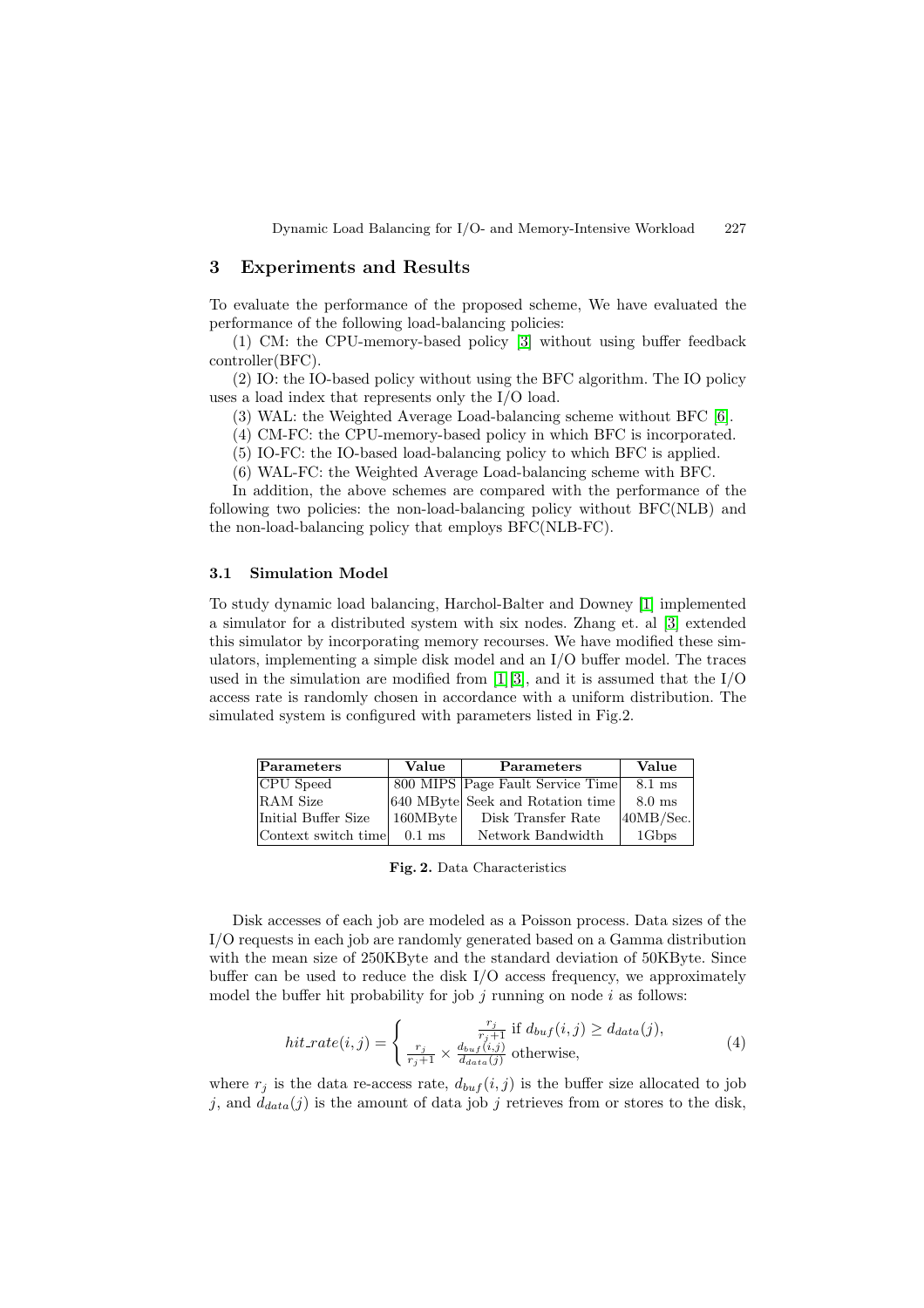## 3 Experiments and Results

To evaluate the performance of the proposed scheme, We have evaluated the performance of the following load-balancing policies:

(1) CM: the CPU-memory-based policy [3] without using buffer feedback controller(BFC).

(2) IO: the IO-based policy without using the BFC algorithm. The IO policy uses a load index that represents only the I/O load.

(3) WAL: the Weighted Average Load-balancing scheme without BFC [6].

(4) CM-FC: the CPU-memory-based policy in which BFC is incorporated.

(5) IO-FC: the IO-based load-balancing policy to which BFC is applied.

(6) WAL-FC: the Weighted Average Load-balancing scheme with BFC.

In addition, the above schemes are compared with the performance of the following two policies: the non-load-balancing policy without BFC(NLB) and the non-load-balancing policy that employs BFC(NLB-FC).

### 3.1 Simulation Model

To study dynamic load balancing, Harchol-Balter and Downey [1] implemented a simulator for a distributed system with six nodes. Zhang et. al [3] extended this simulator by incorporating memory recourses. We have modified these simulators, implementing a simple disk model and an I/O buffer model. The traces used in the simulation are modified from [1][3], and it is assumed that the I/O access rate is randomly chosen in accordance with a uniform distribution. The simulated system is configured with parameters listed in Fig.2.

| Parameters | Value | Parameters | Value |
|---|---|---|---|
| CPU Speed | 800 MIPS | Page Fault Service Time | 8.1 ms |
| RAM Size | 640 MByte | Seek and Rotation time | 8.0 ms |
| Initial Buffer Size | 160MByte | Disk Transfer Rate | 40MB/Sec. |
| Context switch time | 0.1 ms | Network Bandwidth | 1Gbps |

**Fig. 2.** Data Characteristics

Disk accesses of each job are modeled as a Poisson process. Data sizes of the I/O requests in each job are randomly generated based on a Gamma distribution with the mean size of 250KByte and the standard deviation of 50KByte. Since buffer can be used to reduce the disk I/O access frequency, we approximately model the buffer hit probability for job $j$ running on node $i$ as follows:

$$hit\_rate(i,j) = \begin{cases} \frac{r_j}{r_j+1} \text{ if } d_{buf}(i,j) \geq d_{data}(j), \\ \frac{r_j}{r_j+1} \times \frac{d_{buf}(i,j)}{d_{data}(j)} \text{ otherwise,} \end{cases} \tag{4}$$

where $r_j$ is the data re-access rate, $d_{buf}(i,j)$ is the buffer size allocated to job $j$, and $d_{data}(j)$ is the amount of data job $j$ retrieves from or stores to the disk,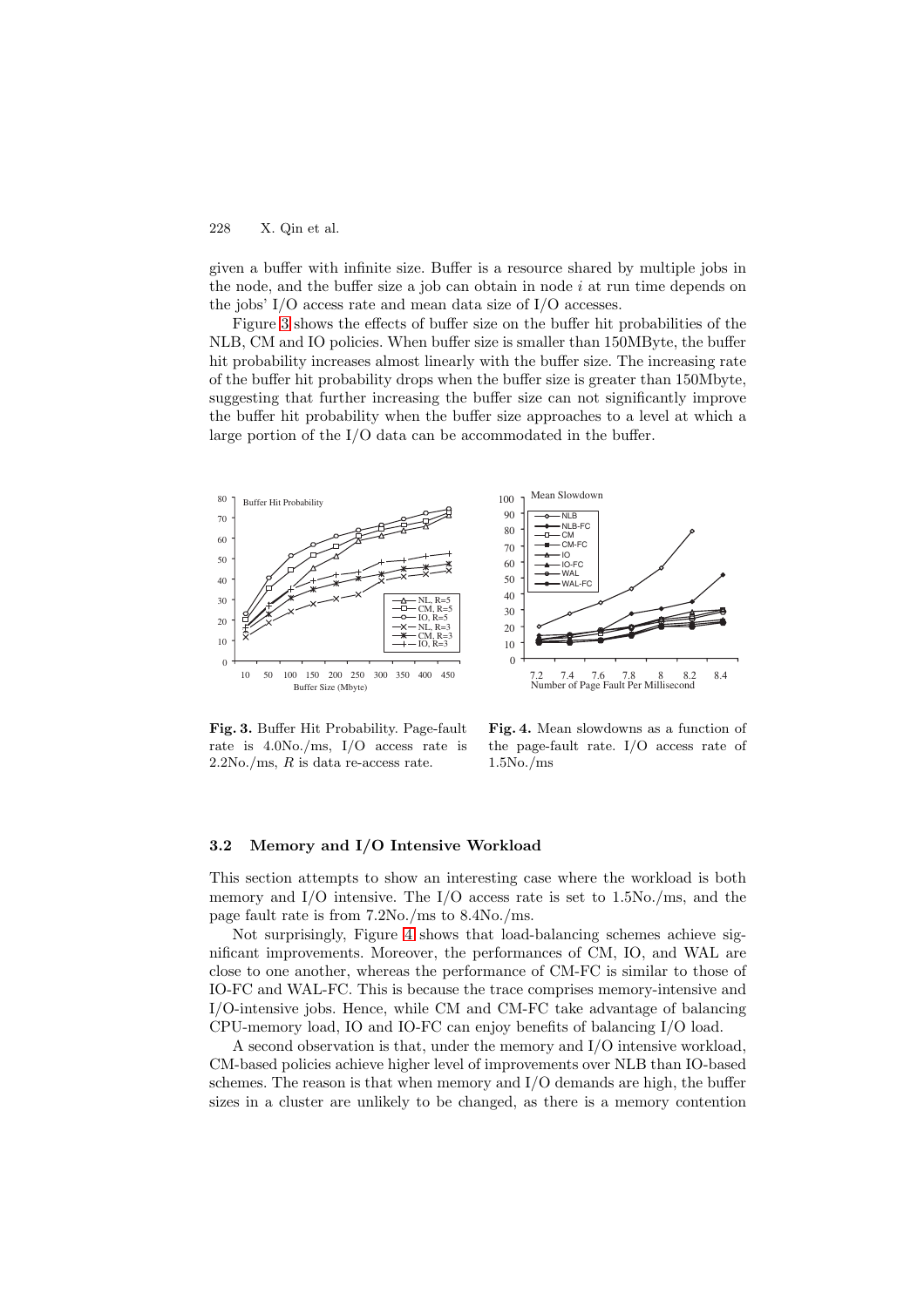given a buffer with infinite size. Buffer is a resource shared by multiple jobs in the node, and the buffer size a job can obtain in node $i$ at run time depends on the jobs' I/O access rate and mean data size of I/O accesses.

Figure 3 shows the effects of buffer size on the buffer hit probabilities of the NLB, CM and IO policies. When buffer size is smaller than 150MByte, the buffer hit probability increases almost linearly with the buffer size. The increasing rate of the buffer hit probability drops when the buffer size is greater than 150Mbyte, suggesting that further increasing the buffer size can not significantly improve the buffer hit probability when the buffer size approaches to a level at which a large portion of the I/O data can be accommodated in the buffer.

**Fig. 3.** Buffer Hit Probability. Page-fault rate is 4.0No./ms, I/O access rate is 2.2No./ms, $R$ is data re-access rate.

**Fig. 4.** Mean slowdowns as a function of the page-fault rate. I/O access rate of 1.5No./ms

### 3.2 Memory and I/O Intensive Workload

This section attempts to show an interesting case where the workload is both memory and I/O intensive. The I/O access rate is set to 1.5No./ms, and the page fault rate is from 7.2No./ms to 8.4No./ms.

Not surprisingly, Figure 4 shows that load-balancing schemes achieve significant improvements. Moreover, the performances of CM, IO, and WAL are close to one another, whereas the performance of CM-FC is similar to those of IO-FC and WAL-FC. This is because the trace comprises memory-intensive and I/O-intensive jobs. Hence, while CM and CM-FC take advantage of balancing CPU-memory load, IO and IO-FC can enjoy benefits of balancing I/O load.

A second observation is that, under the memory and I/O intensive workload, CM-based policies achieve higher level of improvements over NLB than IO-based schemes. The reason is that when memory and I/O demands are high, the buffer sizes in a cluster are unlikely to be changed, as there is a memory contention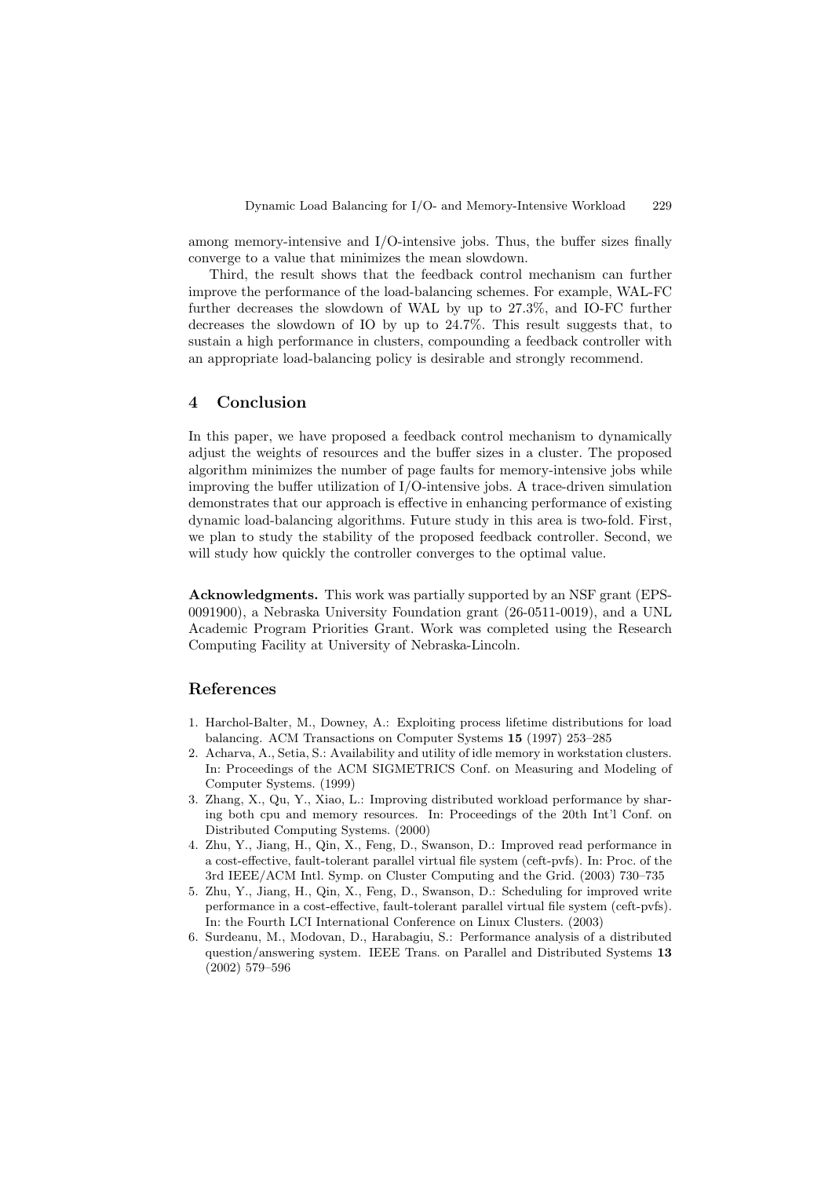among memory-intensive and I/O-intensive jobs. Thus, the buffer sizes finally converge to a value that minimizes the mean slowdown.

Third, the result shows that the feedback control mechanism can further improve the performance of the load-balancing schemes. For example, WAL-FC further decreases the slowdown of WAL by up to 27.3%, and IO-FC further decreases the slowdown of IO by up to 24.7%. This result suggests that, to sustain a high performance in clusters, compounding a feedback controller with an appropriate load-balancing policy is desirable and strongly recommend.

## 4 Conclusion

In this paper, we have proposed a feedback control mechanism to dynamically adjust the weights of resources and the buffer sizes in a cluster. The proposed algorithm minimizes the number of page faults for memory-intensive jobs while improving the buffer utilization of I/O-intensive jobs. A trace-driven simulation demonstrates that our approach is effective in enhancing performance of existing dynamic load-balancing algorithms. Future study in this area is two-fold. First, we plan to study the stability of the proposed feedback controller. Second, we will study how quickly the controller converges to the optimal value.

**Acknowledgments.** This work was partially supported by an NSF grant (EPS-0091900), a Nebraska University Foundation grant (26-0511-0019), and a UNL Academic Program Priorities Grant. Work was completed using the Research Computing Facility at University of Nebraska-Lincoln.

## References

1. Harchol-Balter, M., Downey, A.: Exploiting process lifetime distributions for load balancing. ACM Transactions on Computer Systems **15** (1997) 253–285
2. Acharva, A., Setia, S.: Availability and utility of idle memory in workstation clusters. In: Proceedings of the ACM SIGMETRICS Conf. on Measuring and Modeling of Computer Systems. (1999)
3. Zhang, X., Qu, Y., Xiao, L.: Improving distributed workload performance by sharing both cpu and memory resources. In: Proceedings of the 20th Int'l Conf. on Distributed Computing Systems. (2000)
4. Zhu, Y., Jiang, H., Qin, X., Feng, D., Swanson, D.: Improved read performance in a cost-effective, fault-tolerant parallel virtual file system (ceft-pvfs). In: Proc. of the 3rd IEEE/ACM Intl. Symp. on Cluster Computing and the Grid. (2003) 730–735
5. Zhu, Y., Jiang, H., Qin, X., Feng, D., Swanson, D.: Scheduling for improved write performance in a cost-effective, fault-tolerant parallel virtual file system (ceft-pvfs). In: the Fourth LCI International Conference on Linux Clusters. (2003)
6. Surdeanu, M., Modovan, D., Harabagiu, S.: Performance analysis of a distributed question/answering system. IEEE Trans. on Parallel and Distributed Systems **13** (2002) 579–596